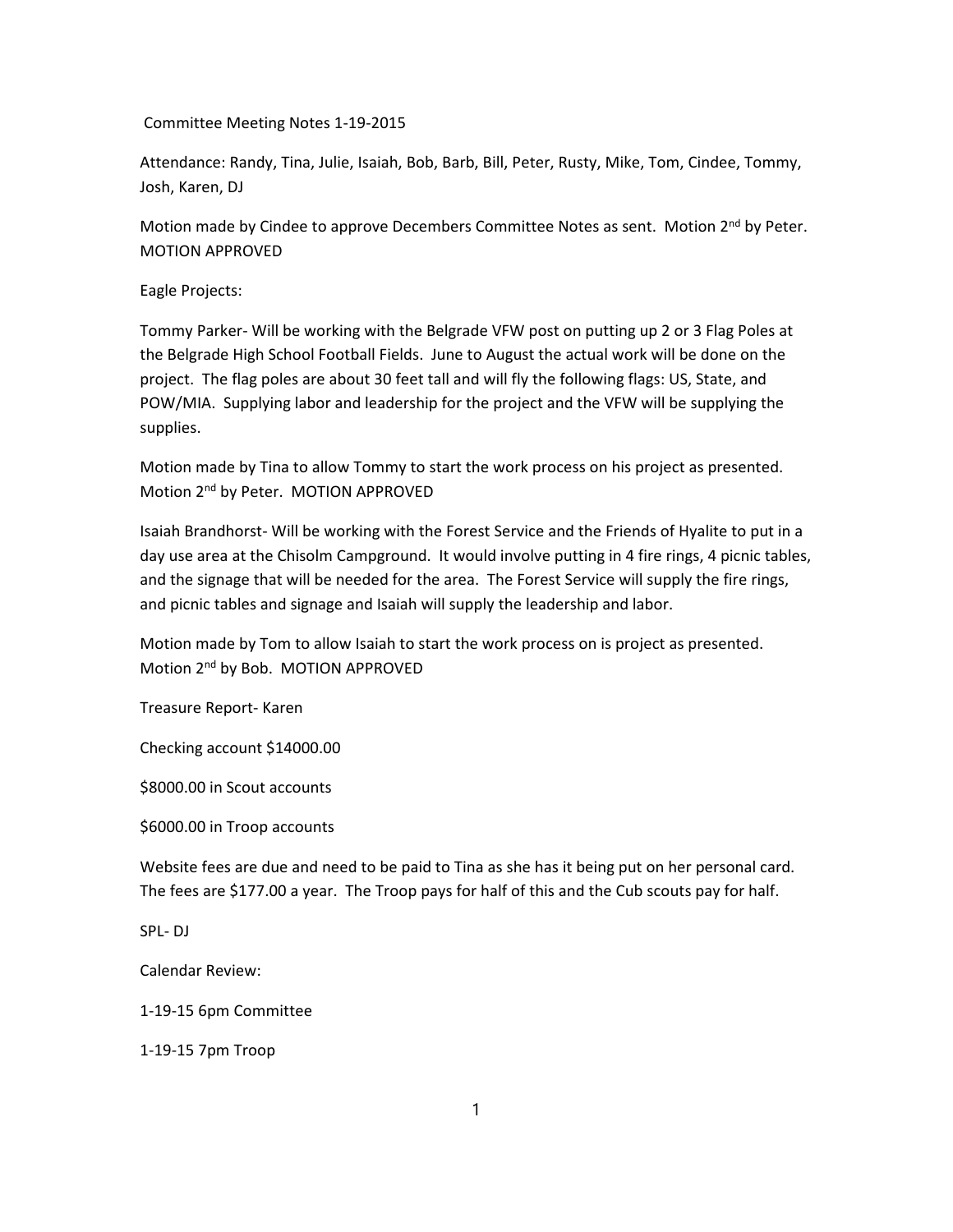Committee Meeting Notes 1-19-2015

Attendance: Randy, Tina, Julie, Isaiah, Bob, Barb, Bill, Peter, Rusty, Mike, Tom, Cindee, Tommy, Josh, Karen, DJ

Motion made by Cindee to approve Decembers Committee Notes as sent. Motion 2nd by Peter. MOTION APPROVED

Eagle Projects:

Tommy Parker- Will be working with the Belgrade VFW post on putting up 2 or 3 Flag Poles at the Belgrade High School Football Fields. June to August the actual work will be done on the project. The flag poles are about 30 feet tall and will fly the following flags: US, State, and POW/MIA. Supplying labor and leadership for the project and the VFW will be supplying the supplies.

Motion made by Tina to allow Tommy to start the work process on his project as presented. Motion 2nd by Peter. MOTION APPROVED

Isaiah Brandhorst- Will be working with the Forest Service and the Friends of Hyalite to put in a day use area at the Chisolm Campground. It would involve putting in 4 fire rings, 4 picnic tables, and the signage that will be needed for the area. The Forest Service will supply the fire rings, and picnic tables and signage and Isaiah will supply the leadership and labor.

Motion made by Tom to allow Isaiah to start the work process on is project as presented. Motion 2nd by Bob. MOTION APPROVED

Treasure Report- Karen

Checking account $14000.00

$8000.00 in Scout accounts

$6000.00 in Troop accounts

Website fees are due and need to be paid to Tina as she has it being put on her personal card. The fees are $177.00 a year. The Troop pays for half of this and the Cub scouts pay for half.

SPL- DJ

Calendar Review:

1-19-15 6pm Committee

1-19-15 7pm Troop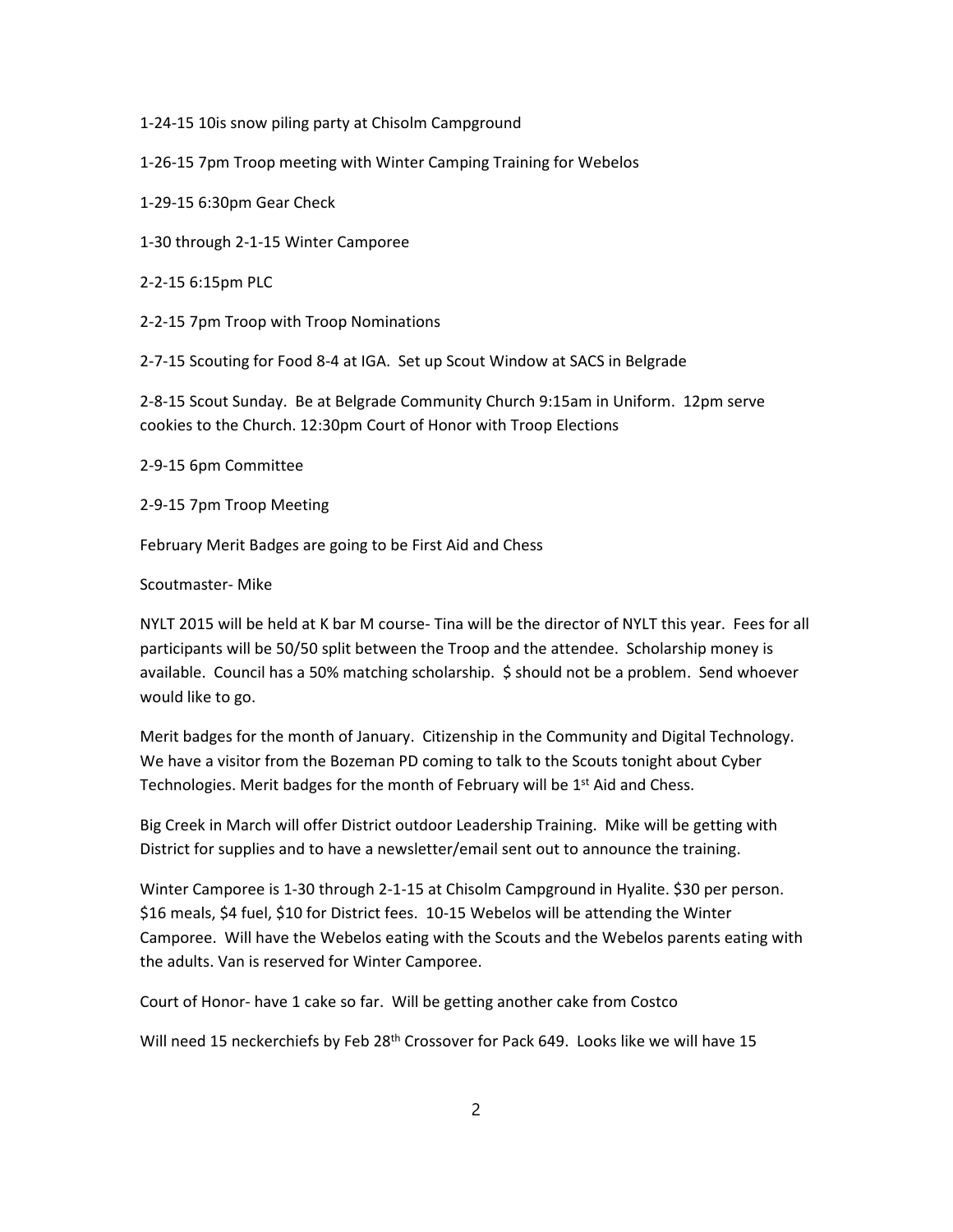1-24-15 10is snow piling party at Chisolm Campground

1-26-15 7pm Troop meeting with Winter Camping Training for Webelos

1-29-15 6:30pm Gear Check

1-30 through 2-1-15 Winter Camporee

2-2-15 6:15pm PLC

2-2-15 7pm Troop with Troop Nominations

2-7-15 Scouting for Food 8-4 at IGA. Set up Scout Window at SACS in Belgrade

2-8-15 Scout Sunday. Be at Belgrade Community Church 9:15am in Uniform. 12pm serve cookies to the Church. 12:30pm Court of Honor with Troop Elections

2-9-15 6pm Committee

2-9-15 7pm Troop Meeting

February Merit Badges are going to be First Aid and Chess

Scoutmaster- Mike

NYLT 2015 will be held at K bar M course- Tina will be the director of NYLT this year. Fees for all participants will be 50/50 split between the Troop and the attendee. Scholarship money is available. Council has a 50% matching scholarship. $ should not be a problem. Send whoever would like to go.

Merit badges for the month of January. Citizenship in the Community and Digital Technology. We have a visitor from the Bozeman PD coming to talk to the Scouts tonight about Cyber Technologies. Merit badges for the month of February will be 1st Aid and Chess.

Big Creek in March will offer District outdoor Leadership Training. Mike will be getting with District for supplies and to have a newsletter/email sent out to announce the training.

Winter Camporee is 1-30 through 2-1-15 at Chisolm Campground in Hyalite. $30 per person. $16 meals, $4 fuel, $10 for District fees. 10-15 Webelos will be attending the Winter Camporee. Will have the Webelos eating with the Scouts and the Webelos parents eating with the adults. Van is reserved for Winter Camporee.

Court of Honor- have 1 cake so far. Will be getting another cake from Costco

Will need 15 neckerchiefs by Feb 28th Crossover for Pack 649. Looks like we will have 15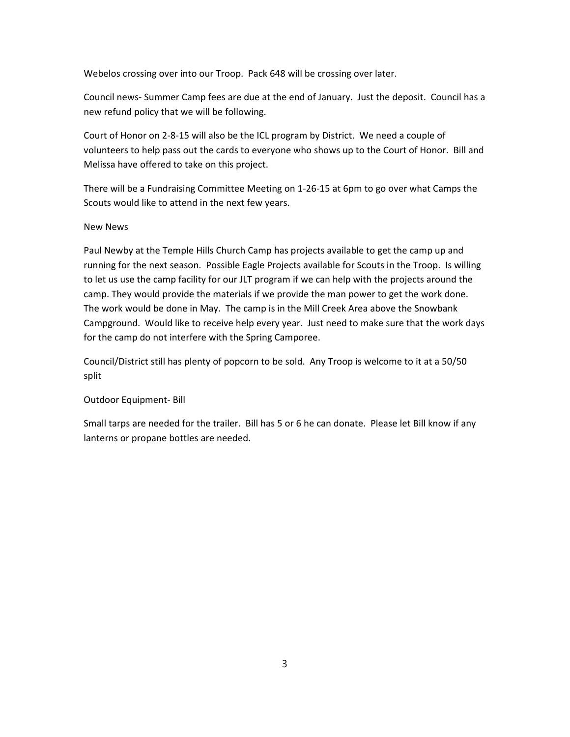Webelos crossing over into our Troop. Pack 648 will be crossing over later.

Council news- Summer Camp fees are due at the end of January. Just the deposit. Council has a new refund policy that we will be following.

Court of Honor on 2-8-15 will also be the ICL program by District. We need a couple of volunteers to help pass out the cards to everyone who shows up to the Court of Honor. Bill and Melissa have offered to take on this project.

There will be a Fundraising Committee Meeting on 1-26-15 at 6pm to go over what Camps the Scouts would like to attend in the next few years.

New News

Paul Newby at the Temple Hills Church Camp has projects available to get the camp up and running for the next season. Possible Eagle Projects available for Scouts in the Troop. Is willing to let us use the camp facility for our JLT program if we can help with the projects around the camp. They would provide the materials if we provide the man power to get the work done. The work would be done in May. The camp is in the Mill Creek Area above the Snowbank Campground. Would like to receive help every year. Just need to make sure that the work days for the camp do not interfere with the Spring Camporee.

Council/District still has plenty of popcorn to be sold. Any Troop is welcome to it at a 50/50 split

Outdoor Equipment- Bill

Small tarps are needed for the trailer. Bill has 5 or 6 he can donate. Please let Bill know if any lanterns or propane bottles are needed.